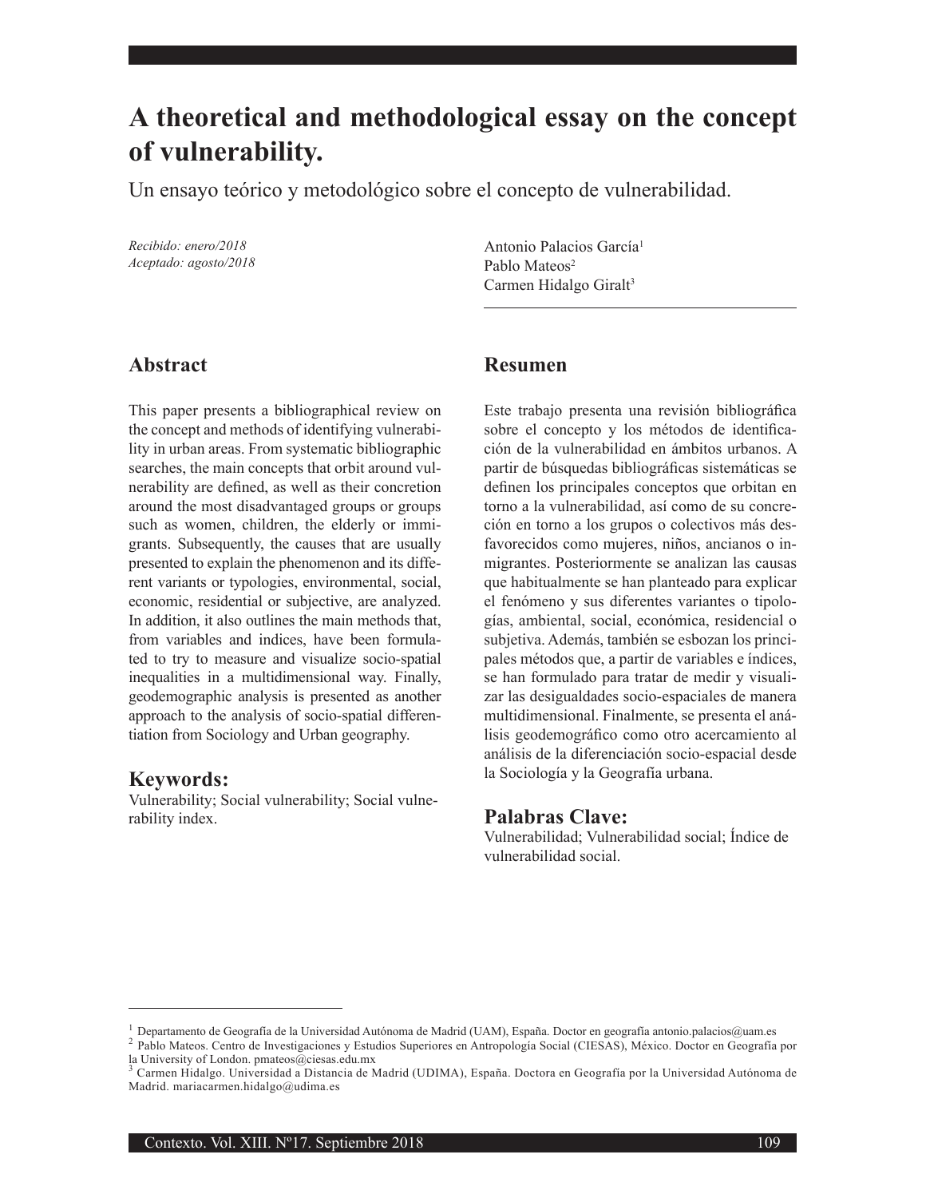# A theoretical and methodological essay on the concept of vulnerability.

## Un ensayo teórico y metodológico sobre el concepto de vulnerabilidad.

*Recibido: enero/2018*
*Aceptado: agosto/2018*

Antonio Palacios García[1]
Pablo Mateos[2]
Carmen Hidalgo Giralt[3]

## Abstract

This paper presents a bibliographical review on the concept and methods of identifying vulnerability in urban areas. From systematic bibliographic searches, the main concepts that orbit around vulnerability are defined, as well as their concretion around the most disadvantaged groups or groups such as women, children, the elderly or immigrants. Subsequently, the causes that are usually presented to explain the phenomenon and its different variants or typologies, environmental, social, economic, residential or subjective, are analyzed. In addition, it also outlines the main methods that, from variables and indices, have been formulated to try to measure and visualize socio-spatial inequalities in a multidimensional way. Finally, geodemographic analysis is presented as another approach to the analysis of socio-spatial differentiation from Sociology and Urban geography.

### Keywords:

Vulnerability; Social vulnerability; Social vulnerability index.

## Resumen

Este trabajo presenta una revisión bibliográfica sobre el concepto y los métodos de identificación de la vulnerabilidad en ámbitos urbanos. A partir de búsquedas bibliográficas sistemáticas se definen los principales conceptos que orbitan en torno a la vulnerabilidad, así como de su concreción en torno a los grupos o colectivos más desfavorecidos como mujeres, niños, ancianos o inmigrantes. Posteriormente se analizan las causas que habitualmente se han planteado para explicar el fenómeno y sus diferentes variantes o tipologías, ambiental, social, económica, residencial o subjetiva. Además, también se esbozan los principales métodos que, a partir de variables e índices, se han formulado para tratar de medir y visualizar las desigualdades socio-espaciales de manera multidimensional. Finalmente, se presenta el análisis geodemográfico como otro acercamiento al análisis de la diferenciación socio-espacial desde la Sociología y la Geografía urbana.

### Palabras Clave:

Vulnerabilidad; Vulnerabilidad social; Índice de vulnerabilidad social.

---

[1] Departamento de Geografía de la Universidad Autónoma de Madrid (UAM), España. Doctor en geografía antonio.palacios@uam.es

[2] Pablo Mateos. Centro de Investigaciones y Estudios Superiores en Antropología Social (CIESAS), México. Doctor en Geografía por la University of London. pmateos@ciesas.edu.mx

[3] Carmen Hidalgo. Universidad a Distancia de Madrid (UDIMA), España. Doctora en Geografía por la Universidad Autónoma de Madrid. mariacarmen.hidalgo@udima.es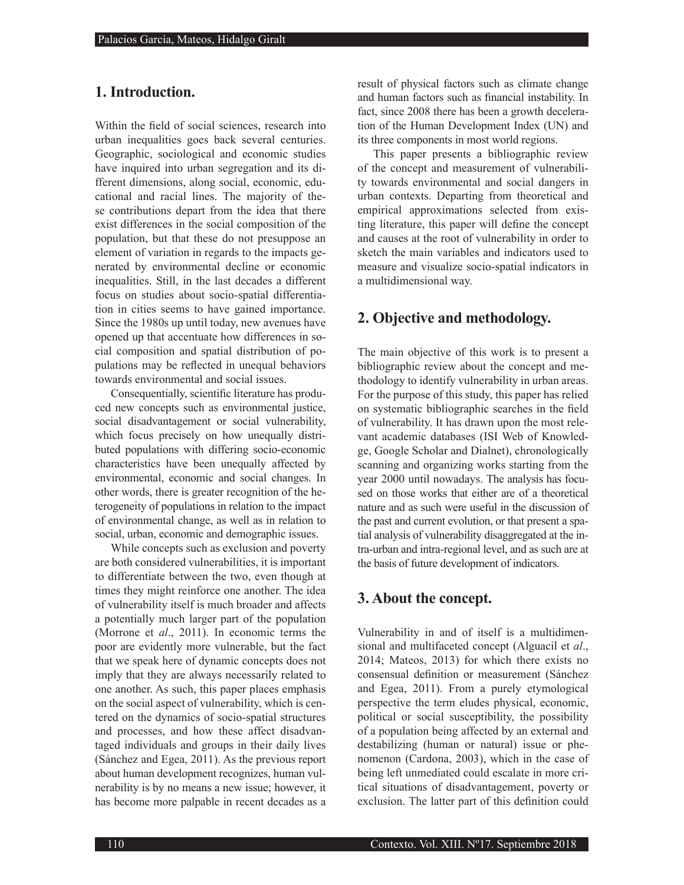## 1. Introduction.

Within the field of social sciences, research into urban inequalities goes back several centuries. Geographic, sociological and economic studies have inquired into urban segregation and its different dimensions, along social, economic, educational and racial lines. The majority of these contributions depart from the idea that there exist differences in the social composition of the population, but that these do not presuppose an element of variation in regards to the impacts generated by environmental decline or economic inequalities. Still, in the last decades a different focus on studies about socio-spatial differentiation in cities seems to have gained importance. Since the 1980s up until today, new avenues have opened up that accentuate how differences in social composition and spatial distribution of populations may be reflected in unequal behaviors towards environmental and social issues.

Consequentially, scientific literature has produced new concepts such as environmental justice, social disadvantagement or social vulnerability, which focus precisely on how unequally distributed populations with differing socio-economic characteristics have been unequally affected by environmental, economic and social changes. In other words, there is greater recognition of the heterogeneity of populations in relation to the impact of environmental change, as well as in relation to social, urban, economic and demographic issues.

While concepts such as exclusion and poverty are both considered vulnerabilities, it is important to differentiate between the two, even though at times they might reinforce one another. The idea of vulnerability itself is much broader and affects a potentially much larger part of the population (Morrone et *al*., 2011). In economic terms the poor are evidently more vulnerable, but the fact that we speak here of dynamic concepts does not imply that they are always necessarily related to one another. As such, this paper places emphasis on the social aspect of vulnerability, which is centered on the dynamics of socio-spatial structures and processes, and how these affect disadvantaged individuals and groups in their daily lives (Sánchez and Egea, 2011). As the previous report about human development recognizes, human vulnerability is by no means a new issue; however, it has become more palpable in recent decades as a result of physical factors such as climate change and human factors such as financial instability. In fact, since 2008 there has been a growth deceleration of the Human Development Index (UN) and its three components in most world regions.

This paper presents a bibliographic review of the concept and measurement of vulnerability towards environmental and social dangers in urban contexts. Departing from theoretical and empirical approximations selected from existing literature, this paper will define the concept and causes at the root of vulnerability in order to sketch the main variables and indicators used to measure and visualize socio-spatial indicators in a multidimensional way.

## 2. Objective and methodology.

The main objective of this work is to present a bibliographic review about the concept and methodology to identify vulnerability in urban areas. For the purpose of this study, this paper has relied on systematic bibliographic searches in the field of vulnerability. It has drawn upon the most relevant academic databases (ISI Web of Knowledge, Google Scholar and Dialnet), chronologically scanning and organizing works starting from the year 2000 until nowadays. The analysis has focused on those works that either are of a theoretical nature and as such were useful in the discussion of the past and current evolution, or that present a spatial analysis of vulnerability disaggregated at the intra-urban and intra-regional level, and as such are at the basis of future development of indicators.

## 3. About the concept.

Vulnerability in and of itself is a multidimensional and multifaceted concept (Alguacil et *al*., 2014; Mateos, 2013) for which there exists no consensual definition or measurement (Sánchez and Egea, 2011). From a purely etymological perspective the term eludes physical, economic, political or social susceptibility, the possibility of a population being affected by an external and destabilizing (human or natural) issue or phenomenon (Cardona, 2003), which in the case of being left unmediated could escalate in more critical situations of disadvantagement, poverty or exclusion. The latter part of this definition could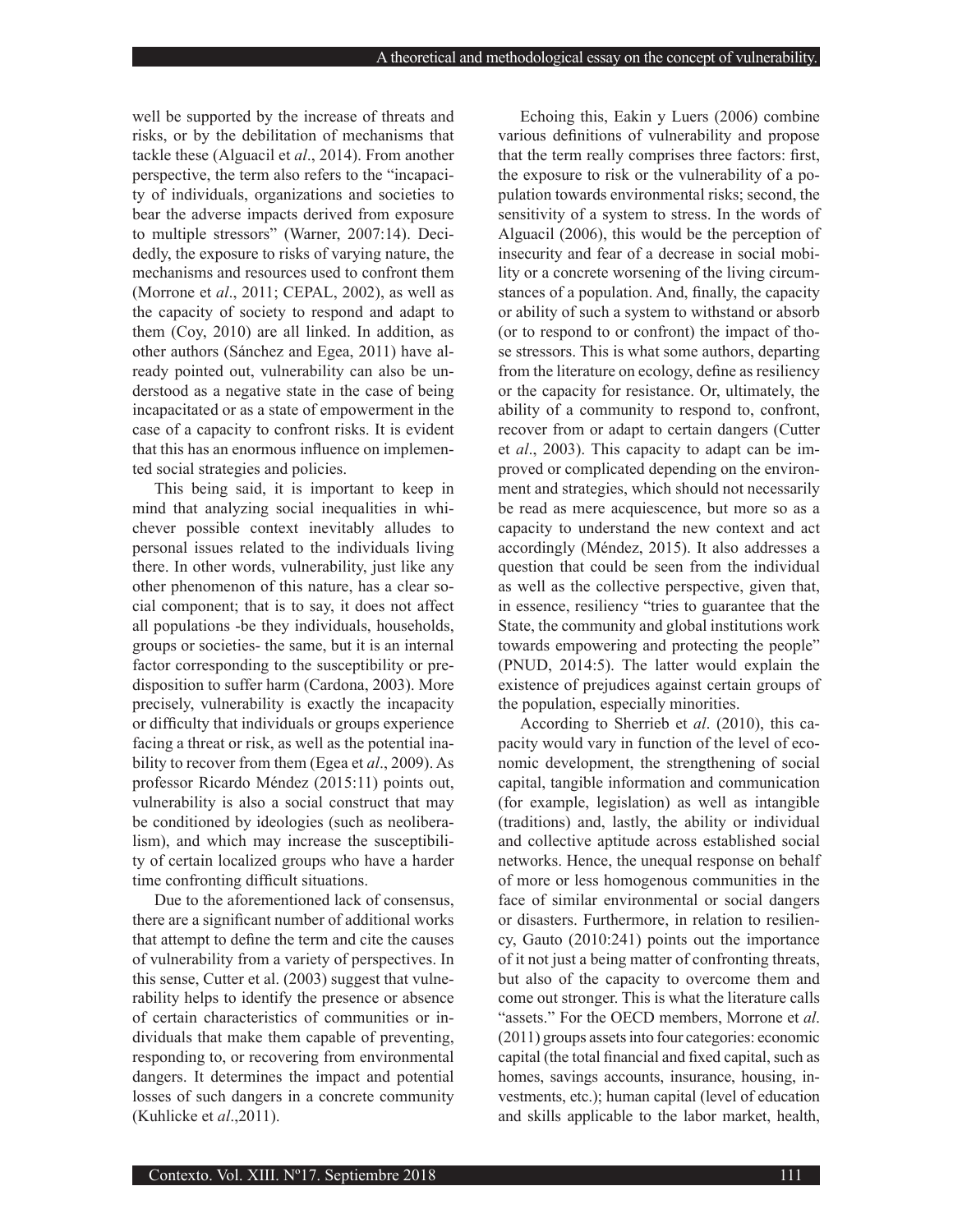well be supported by the increase of threats and risks, or by the debilitation of mechanisms that tackle these (Alguacil et *al*., 2014). From another perspective, the term also refers to the "incapacity of individuals, organizations and societies to bear the adverse impacts derived from exposure to multiple stressors" (Warner, 2007:14). Decidedly, the exposure to risks of varying nature, the mechanisms and resources used to confront them (Morrone et *al*., 2011; CEPAL, 2002), as well as the capacity of society to respond and adapt to them (Coy, 2010) are all linked. In addition, as other authors (Sánchez and Egea, 2011) have already pointed out, vulnerability can also be understood as a negative state in the case of being incapacitated or as a state of empowerment in the case of a capacity to confront risks. It is evident that this has an enormous influence on implemented social strategies and policies.

This being said, it is important to keep in mind that analyzing social inequalities in whichever possible context inevitably alludes to personal issues related to the individuals living there. In other words, vulnerability, just like any other phenomenon of this nature, has a clear social component; that is to say, it does not affect all populations -be they individuals, households, groups or societies- the same, but it is an internal factor corresponding to the susceptibility or predisposition to suffer harm (Cardona, 2003). More precisely, vulnerability is exactly the incapacity or difficulty that individuals or groups experience facing a threat or risk, as well as the potential inability to recover from them (Egea et *al*., 2009). As professor Ricardo Méndez (2015:11) points out, vulnerability is also a social construct that may be conditioned by ideologies (such as neoliberalism), and which may increase the susceptibility of certain localized groups who have a harder time confronting difficult situations.

Due to the aforementioned lack of consensus, there are a significant number of additional works that attempt to define the term and cite the causes of vulnerability from a variety of perspectives. In this sense, Cutter et al. (2003) suggest that vulnerability helps to identify the presence or absence of certain characteristics of communities or individuals that make them capable of preventing, responding to, or recovering from environmental dangers. It determines the impact and potential losses of such dangers in a concrete community (Kuhlicke et *al*.,2011).

Echoing this, Eakin y Luers (2006) combine various definitions of vulnerability and propose that the term really comprises three factors: first, the exposure to risk or the vulnerability of a population towards environmental risks; second, the sensitivity of a system to stress. In the words of Alguacil (2006), this would be the perception of insecurity and fear of a decrease in social mobility or a concrete worsening of the living circumstances of a population. And, finally, the capacity or ability of such a system to withstand or absorb (or to respond to or confront) the impact of those stressors. This is what some authors, departing from the literature on ecology, define as resiliency or the capacity for resistance. Or, ultimately, the ability of a community to respond to, confront, recover from or adapt to certain dangers (Cutter et *al*., 2003). This capacity to adapt can be improved or complicated depending on the environment and strategies, which should not necessarily be read as mere acquiescence, but more so as a capacity to understand the new context and act accordingly (Méndez, 2015). It also addresses a question that could be seen from the individual as well as the collective perspective, given that, in essence, resiliency "tries to guarantee that the State, the community and global institutions work towards empowering and protecting the people" (PNUD, 2014:5). The latter would explain the existence of prejudices against certain groups of the population, especially minorities.

According to Sherrieb et *al*. (2010), this capacity would vary in function of the level of economic development, the strengthening of social capital, tangible information and communication (for example, legislation) as well as intangible (traditions) and, lastly, the ability or individual and collective aptitude across established social networks. Hence, the unequal response on behalf of more or less homogenous communities in the face of similar environmental or social dangers or disasters. Furthermore, in relation to resiliency, Gauto (2010:241) points out the importance of it not just a being matter of confronting threats, but also of the capacity to overcome them and come out stronger. This is what the literature calls "assets." For the OECD members, Morrone et *al*. (2011) groups assets into four categories: economic capital (the total financial and fixed capital, such as homes, savings accounts, insurance, housing, investments, etc.); human capital (level of education and skills applicable to the labor market, health,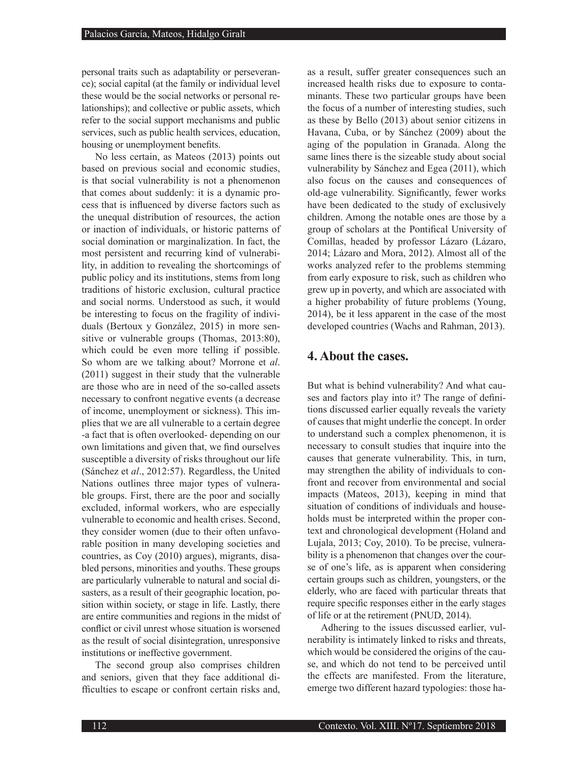personal traits such as adaptability or perseverance); social capital (at the family or individual level these would be the social networks or personal relationships); and collective or public assets, which refer to the social support mechanisms and public services, such as public health services, education, housing or unemployment benefits.

No less certain, as Mateos (2013) points out based on previous social and economic studies, is that social vulnerability is not a phenomenon that comes about suddenly: it is a dynamic process that is influenced by diverse factors such as the unequal distribution of resources, the action or inaction of individuals, or historic patterns of social domination or marginalization. In fact, the most persistent and recurring kind of vulnerability, in addition to revealing the shortcomings of public policy and its institutions, stems from long traditions of historic exclusion, cultural practice and social norms. Understood as such, it would be interesting to focus on the fragility of individuals (Bertoux y González, 2015) in more sensitive or vulnerable groups (Thomas, 2013:80), which could be even more telling if possible. So whom are we talking about? Morrone et *al*. (2011) suggest in their study that the vulnerable are those who are in need of the so-called assets necessary to confront negative events (a decrease of income, unemployment or sickness). This implies that we are all vulnerable to a certain degree -a fact that is often overlooked- depending on our own limitations and given that, we find ourselves susceptible a diversity of risks throughout our life (Sánchez et *al*., 2012:57). Regardless, the United Nations outlines three major types of vulnerable groups. First, there are the poor and socially excluded, informal workers, who are especially vulnerable to economic and health crises. Second, they consider women (due to their often unfavorable position in many developing societies and countries, as Coy (2010) argues), migrants, disabled persons, minorities and youths. These groups are particularly vulnerable to natural and social disasters, as a result of their geographic location, position within society, or stage in life. Lastly, there are entire communities and regions in the midst of conflict or civil unrest whose situation is worsened as the result of social disintegration, unresponsive institutions or ineffective government.

The second group also comprises children and seniors, given that they face additional difficulties to escape or confront certain risks and, as a result, suffer greater consequences such an increased health risks due to exposure to contaminants. These two particular groups have been the focus of a number of interesting studies, such as these by Bello (2013) about senior citizens in Havana, Cuba, or by Sánchez (2009) about the aging of the population in Granada. Along the same lines there is the sizeable study about social vulnerability by Sánchez and Egea (2011), which also focus on the causes and consequences of old-age vulnerability. Significantly, fewer works have been dedicated to the study of exclusively children. Among the notable ones are those by a group of scholars at the Pontifical University of Comillas, headed by professor Lázaro (Lázaro, 2014; Lázaro and Mora, 2012). Almost all of the works analyzed refer to the problems stemming from early exposure to risk, such as children who grew up in poverty, and which are associated with a higher probability of future problems (Young, 2014), be it less apparent in the case of the most developed countries (Wachs and Rahman, 2013).

## 4. About the cases.

But what is behind vulnerability? And what causes and factors play into it? The range of definitions discussed earlier equally reveals the variety of causes that might underlie the concept. In order to understand such a complex phenomenon, it is necessary to consult studies that inquire into the causes that generate vulnerability. This, in turn, may strengthen the ability of individuals to confront and recover from environmental and social impacts (Mateos, 2013), keeping in mind that situation of conditions of individuals and households must be interpreted within the proper context and chronological development (Holand and Lujala, 2013; Coy, 2010). To be precise, vulnerability is a phenomenon that changes over the course of one's life, as is apparent when considering certain groups such as children, youngsters, or the elderly, who are faced with particular threats that require specific responses either in the early stages of life or at the retirement (PNUD, 2014).

Adhering to the issues discussed earlier, vulnerability is intimately linked to risks and threats, which would be considered the origins of the cause, and which do not tend to be perceived until the effects are manifested. From the literature, emerge two different hazard typologies: those ha-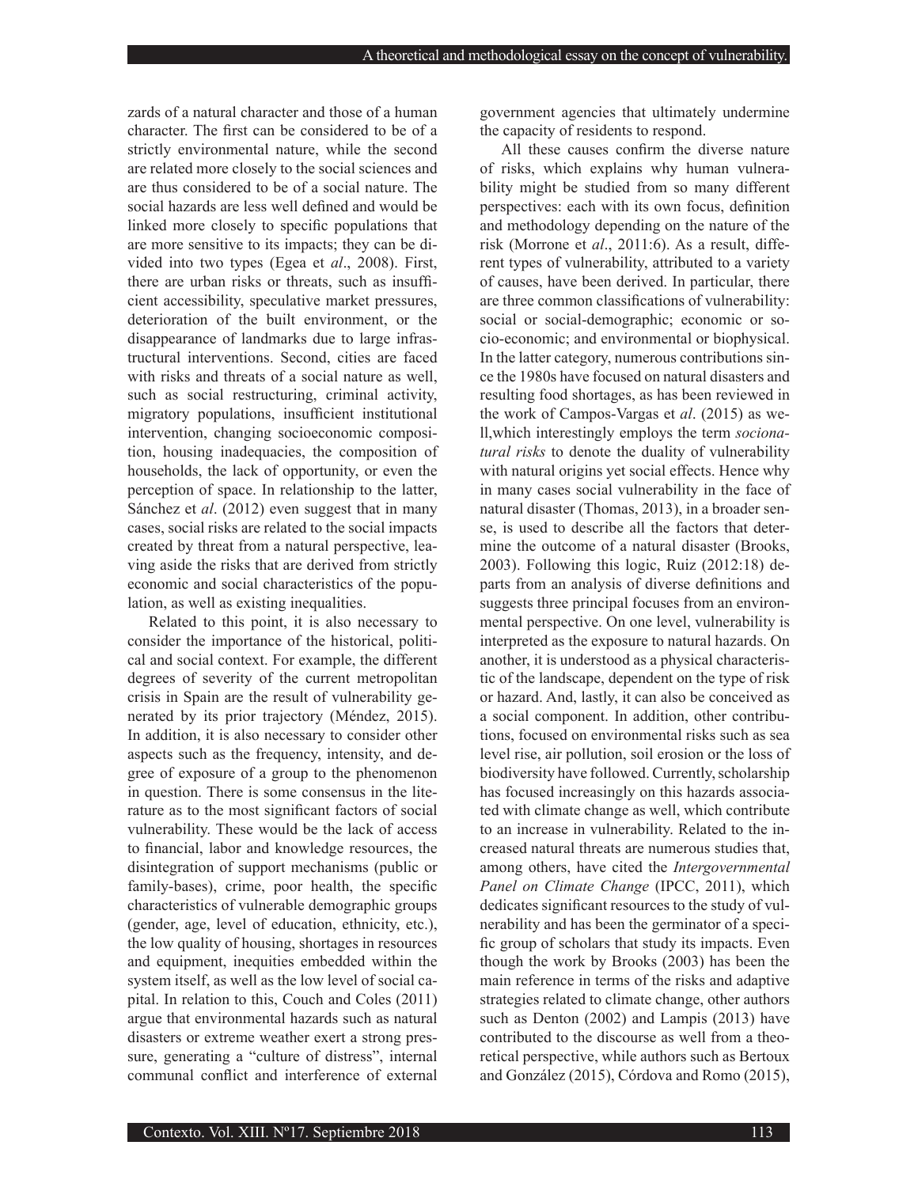zards of a natural character and those of a human character. The first can be considered to be of a strictly environmental nature, while the second are related more closely to the social sciences and are thus considered to be of a social nature. The social hazards are less well defined and would be linked more closely to specific populations that are more sensitive to its impacts; they can be divided into two types (Egea et *al*., 2008). First, there are urban risks or threats, such as insufficient accessibility, speculative market pressures, deterioration of the built environment, or the disappearance of landmarks due to large infrastructural interventions. Second, cities are faced with risks and threats of a social nature as well, such as social restructuring, criminal activity, migratory populations, insufficient institutional intervention, changing socioeconomic composition, housing inadequacies, the composition of households, the lack of opportunity, or even the perception of space. In relationship to the latter, Sánchez et *al*. (2012) even suggest that in many cases, social risks are related to the social impacts created by threat from a natural perspective, leaving aside the risks that are derived from strictly economic and social characteristics of the population, as well as existing inequalities.

Related to this point, it is also necessary to consider the importance of the historical, political and social context. For example, the different degrees of severity of the current metropolitan crisis in Spain are the result of vulnerability generated by its prior trajectory (Méndez, 2015). In addition, it is also necessary to consider other aspects such as the frequency, intensity, and degree of exposure of a group to the phenomenon in question. There is some consensus in the literature as to the most significant factors of social vulnerability. These would be the lack of access to financial, labor and knowledge resources, the disintegration of support mechanisms (public or family-bases), crime, poor health, the specific characteristics of vulnerable demographic groups (gender, age, level of education, ethnicity, etc.), the low quality of housing, shortages in resources and equipment, inequities embedded within the system itself, as well as the low level of social capital. In relation to this, Couch and Coles (2011) argue that environmental hazards such as natural disasters or extreme weather exert a strong pressure, generating a "culture of distress", internal communal conflict and interference of external government agencies that ultimately undermine the capacity of residents to respond.

All these causes confirm the diverse nature of risks, which explains why human vulnerability might be studied from so many different perspectives: each with its own focus, definition and methodology depending on the nature of the risk (Morrone et *al*., 2011:6). As a result, different types of vulnerability, attributed to a variety of causes, have been derived. In particular, there are three common classifications of vulnerability: social or social-demographic; economic or socio-economic; and environmental or biophysical. In the latter category, numerous contributions since the 1980s have focused on natural disasters and resulting food shortages, as has been reviewed in the work of Campos-Vargas et *al*. (2015) as well,which interestingly employs the term *socionatural risks* to denote the duality of vulnerability with natural origins yet social effects. Hence why in many cases social vulnerability in the face of natural disaster (Thomas, 2013), in a broader sense, is used to describe all the factors that determine the outcome of a natural disaster (Brooks, 2003). Following this logic, Ruiz (2012:18) departs from an analysis of diverse definitions and suggests three principal focuses from an environmental perspective. On one level, vulnerability is interpreted as the exposure to natural hazards. On another, it is understood as a physical characteristic of the landscape, dependent on the type of risk or hazard. And, lastly, it can also be conceived as a social component. In addition, other contributions, focused on environmental risks such as sea level rise, air pollution, soil erosion or the loss of biodiversity have followed. Currently, scholarship has focused increasingly on this hazards associated with climate change as well, which contribute to an increase in vulnerability. Related to the increased natural threats are numerous studies that, among others, have cited the *Intergovernmental Panel on Climate Change* (IPCC, 2011), which dedicates significant resources to the study of vulnerability and has been the germinator of a specific group of scholars that study its impacts. Even though the work by Brooks (2003) has been the main reference in terms of the risks and adaptive strategies related to climate change, other authors such as Denton (2002) and Lampis (2013) have contributed to the discourse as well from a theoretical perspective, while authors such as Bertoux and González (2015), Córdova and Romo (2015),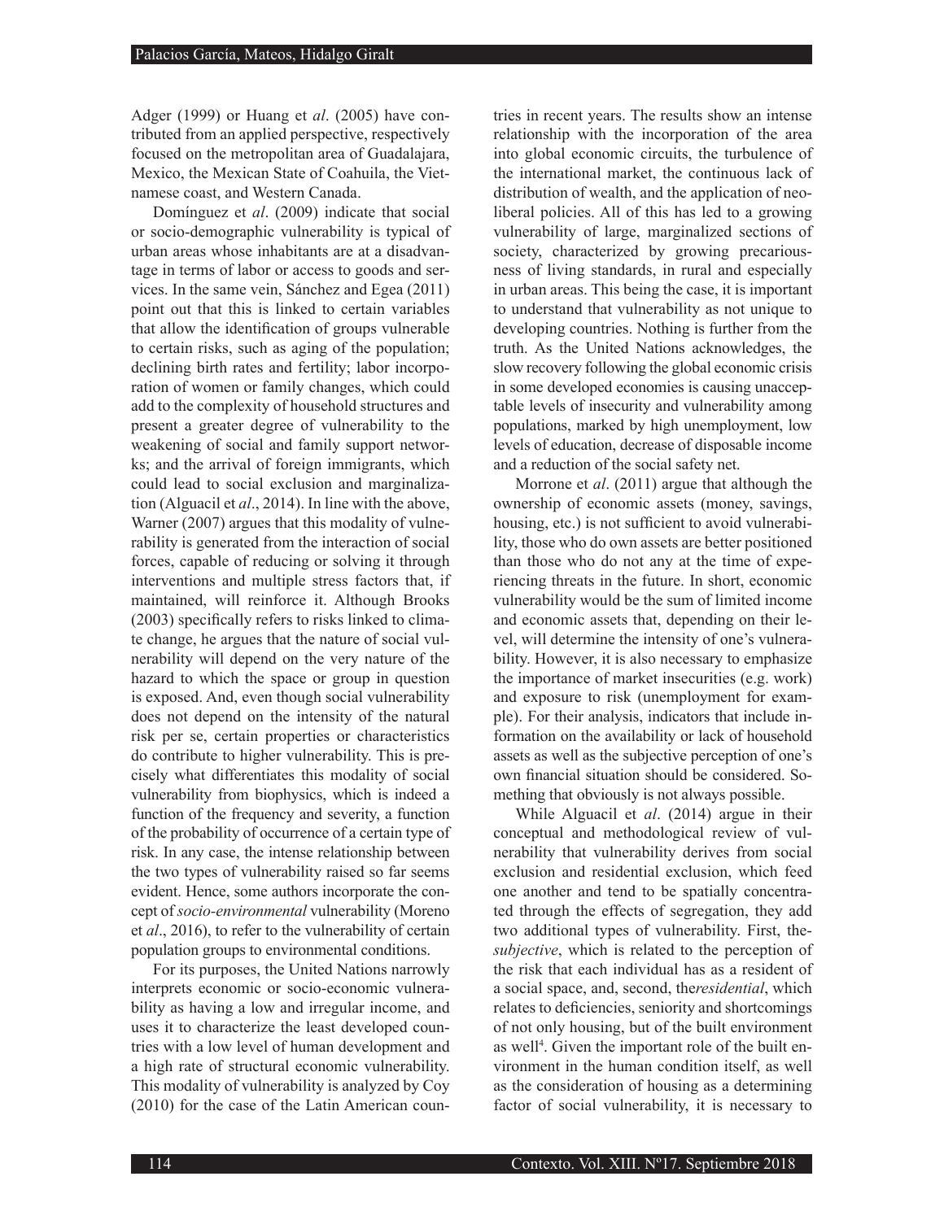Adger (1999) or Huang et *al*. (2005) have contributed from an applied perspective, respectively focused on the metropolitan area of Guadalajara, Mexico, the Mexican State of Coahuila, the Vietnamese coast, and Western Canada.

Domínguez et *al*. (2009) indicate that social or socio-demographic vulnerability is typical of urban areas whose inhabitants are at a disadvantage in terms of labor or access to goods and services. In the same vein, Sánchez and Egea (2011) point out that this is linked to certain variables that allow the identification of groups vulnerable to certain risks, such as aging of the population; declining birth rates and fertility; labor incorporation of women or family changes, which could add to the complexity of household structures and present a greater degree of vulnerability to the weakening of social and family support networks; and the arrival of foreign immigrants, which could lead to social exclusion and marginalization (Alguacil et *al*., 2014). In line with the above, Warner (2007) argues that this modality of vulnerability is generated from the interaction of social forces, capable of reducing or solving it through interventions and multiple stress factors that, if maintained, will reinforce it. Although Brooks (2003) specifically refers to risks linked to climate change, he argues that the nature of social vulnerability will depend on the very nature of the hazard to which the space or group in question is exposed. And, even though social vulnerability does not depend on the intensity of the natural risk per se, certain properties or characteristics do contribute to higher vulnerability. This is precisely what differentiates this modality of social vulnerability from biophysics, which is indeed a function of the frequency and severity, a function of the probability of occurrence of a certain type of risk. In any case, the intense relationship between the two types of vulnerability raised so far seems evident. Hence, some authors incorporate the concept of *socio-environmental* vulnerability (Moreno et *al*., 2016), to refer to the vulnerability of certain population groups to environmental conditions.

For its purposes, the United Nations narrowly interprets economic or socio-economic vulnerability as having a low and irregular income, and uses it to characterize the least developed countries with a low level of human development and a high rate of structural economic vulnerability. This modality of vulnerability is analyzed by Coy (2010) for the case of the Latin American countries in recent years. The results show an intense relationship with the incorporation of the area into global economic circuits, the turbulence of the international market, the continuous lack of distribution of wealth, and the application of neoliberal policies. All of this has led to a growing vulnerability of large, marginalized sections of society, characterized by growing precariousness of living standards, in rural and especially in urban areas. This being the case, it is important to understand that vulnerability as not unique to developing countries. Nothing is further from the truth. As the United Nations acknowledges, the slow recovery following the global economic crisis in some developed economies is causing unacceptable levels of insecurity and vulnerability among populations, marked by high unemployment, low levels of education, decrease of disposable income and a reduction of the social safety net.

Morrone et *al*. (2011) argue that although the ownership of economic assets (money, savings, housing, etc.) is not sufficient to avoid vulnerability, those who do own assets are better positioned than those who do not any at the time of experiencing threats in the future. In short, economic vulnerability would be the sum of limited income and economic assets that, depending on their level, will determine the intensity of one's vulnerability. However, it is also necessary to emphasize the importance of market insecurities (e.g. work) and exposure to risk (unemployment for example). For their analysis, indicators that include information on the availability or lack of household assets as well as the subjective perception of one's own financial situation should be considered. Something that obviously is not always possible.

While Alguacil et *al*. (2014) argue in their conceptual and methodological review of vulnerability that vulnerability derives from social exclusion and residential exclusion, which feed one another and tend to be spatially concentrated through the effects of segregation, they add two additional types of vulnerability. First, the*subjective*, which is related to the perception of the risk that each individual has as a resident of a social space, and, second, the*residential*, which relates to deficiencies, seniority and shortcomings of not only housing, but of the built environment as well[4]. Given the important role of the built environment in the human condition itself, as well as the consideration of housing as a determining factor of social vulnerability, it is necessary to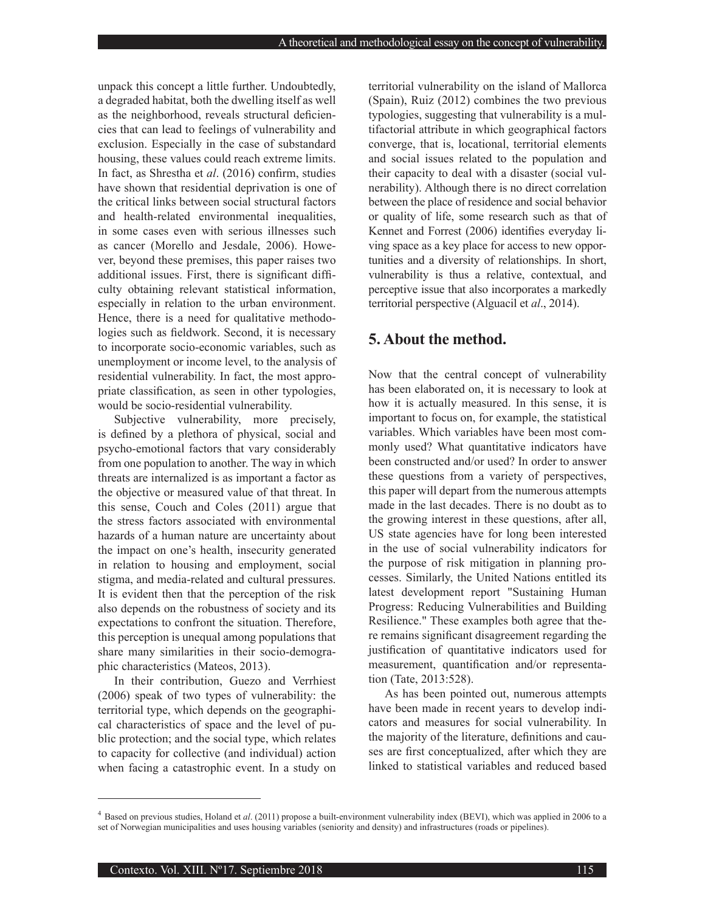unpack this concept a little further. Undoubtedly, a degraded habitat, both the dwelling itself as well as the neighborhood, reveals structural deficiencies that can lead to feelings of vulnerability and exclusion. Especially in the case of substandard housing, these values could reach extreme limits. In fact, as Shrestha et *al*. (2016) confirm, studies have shown that residential deprivation is one of the critical links between social structural factors and health-related environmental inequalities, in some cases even with serious illnesses such as cancer (Morello and Jesdale, 2006). However, beyond these premises, this paper raises two additional issues. First, there is significant difficulty obtaining relevant statistical information, especially in relation to the urban environment. Hence, there is a need for qualitative methodologies such as fieldwork. Second, it is necessary to incorporate socio-economic variables, such as unemployment or income level, to the analysis of residential vulnerability. In fact, the most appropriate classification, as seen in other typologies, would be socio-residential vulnerability.

Subjective vulnerability, more precisely, is defined by a plethora of physical, social and psycho-emotional factors that vary considerably from one population to another. The way in which threats are internalized is as important a factor as the objective or measured value of that threat. In this sense, Couch and Coles (2011) argue that the stress factors associated with environmental hazards of a human nature are uncertainty about the impact on one's health, insecurity generated in relation to housing and employment, social stigma, and media-related and cultural pressures. It is evident then that the perception of the risk also depends on the robustness of society and its expectations to confront the situation. Therefore, this perception is unequal among populations that share many similarities in their socio-demographic characteristics (Mateos, 2013).

In their contribution, Guezo and Verrhiest (2006) speak of two types of vulnerability: the territorial type, which depends on the geographical characteristics of space and the level of public protection; and the social type, which relates to capacity for collective (and individual) action when facing a catastrophic event. In a study on territorial vulnerability on the island of Mallorca (Spain), Ruiz (2012) combines the two previous typologies, suggesting that vulnerability is a multifactorial attribute in which geographical factors converge, that is, locational, territorial elements and social issues related to the population and their capacity to deal with a disaster (social vulnerability). Although there is no direct correlation between the place of residence and social behavior or quality of life, some research such as that of Kennet and Forrest (2006) identifies everyday living space as a key place for access to new opportunities and a diversity of relationships. In short, vulnerability is thus a relative, contextual, and perceptive issue that also incorporates a markedly territorial perspective (Alguacil et *al*., 2014).

## 5. About the method.

Now that the central concept of vulnerability has been elaborated on, it is necessary to look at how it is actually measured. In this sense, it is important to focus on, for example, the statistical variables. Which variables have been most commonly used? What quantitative indicators have been constructed and/or used? In order to answer these questions from a variety of perspectives, this paper will depart from the numerous attempts made in the last decades. There is no doubt as to the growing interest in these questions, after all, US state agencies have for long been interested in the use of social vulnerability indicators for the purpose of risk mitigation in planning processes. Similarly, the United Nations entitled its latest development report "Sustaining Human Progress: Reducing Vulnerabilities and Building Resilience." These examples both agree that there remains significant disagreement regarding the justification of quantitative indicators used for measurement, quantification and/or representation (Tate, 2013:528).

As has been pointed out, numerous attempts have been made in recent years to develop indicators and measures for social vulnerability. In the majority of the literature, definitions and causes are first conceptualized, after which they are linked to statistical variables and reduced based

---

[4] Based on previous studies, Holand et *al*. (2011) propose a built-environment vulnerability index (BEVI), which was applied in 2006 to a set of Norwegian municipalities and uses housing variables (seniority and density) and infrastructures (roads or pipelines).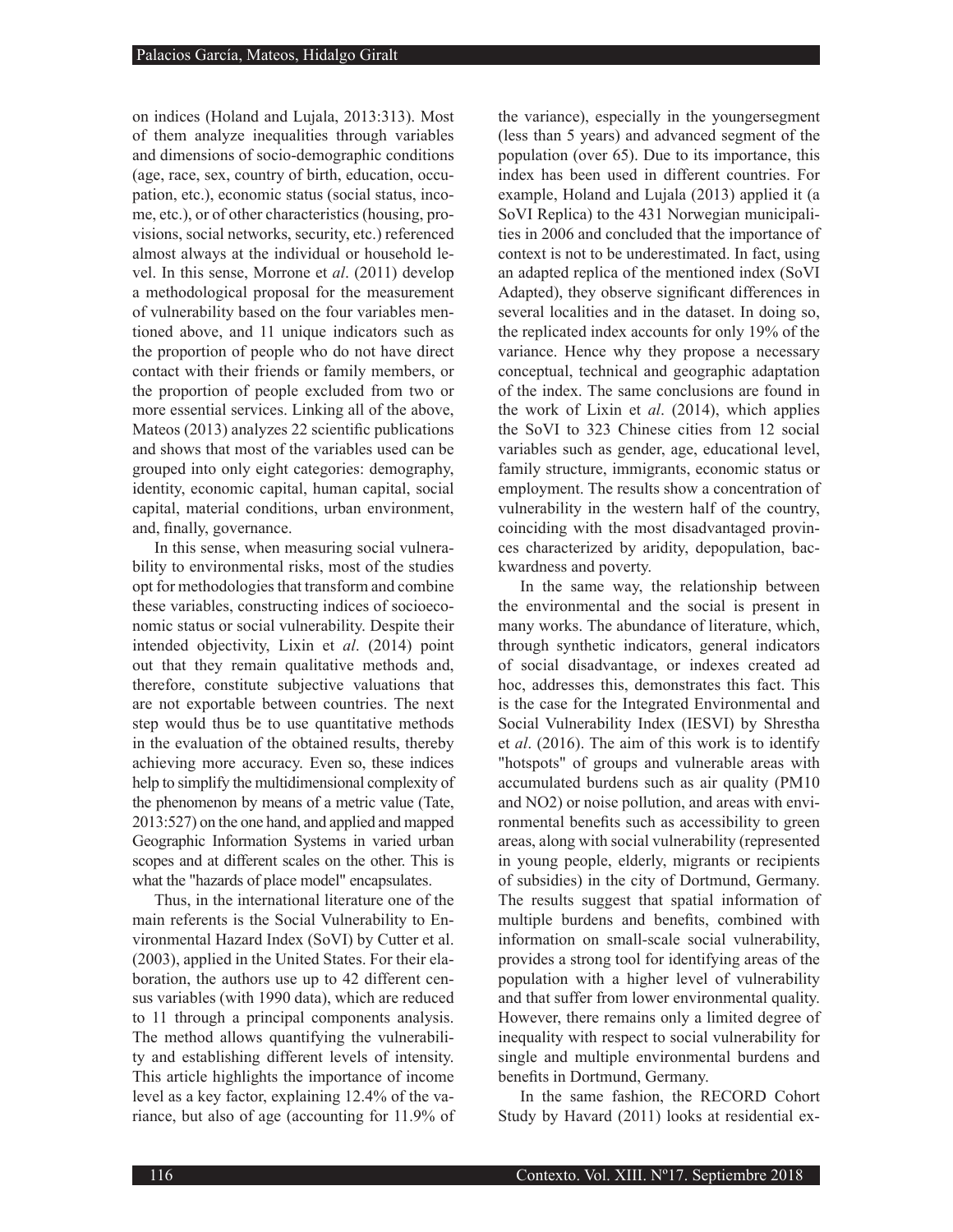on indices (Holand and Lujala, 2013:313). Most of them analyze inequalities through variables and dimensions of socio-demographic conditions (age, race, sex, country of birth, education, occupation, etc.), economic status (social status, income, etc.), or of other characteristics (housing, provisions, social networks, security, etc.) referenced almost always at the individual or household level. In this sense, Morrone et *al*. (2011) develop a methodological proposal for the measurement of vulnerability based on the four variables mentioned above, and 11 unique indicators such as the proportion of people who do not have direct contact with their friends or family members, or the proportion of people excluded from two or more essential services. Linking all of the above, Mateos (2013) analyzes 22 scientific publications and shows that most of the variables used can be grouped into only eight categories: demography, identity, economic capital, human capital, social capital, material conditions, urban environment, and, finally, governance.

In this sense, when measuring social vulnerability to environmental risks, most of the studies opt for methodologies that transform and combine these variables, constructing indices of socioeconomic status or social vulnerability. Despite their intended objectivity, Lixin et *al*. (2014) point out that they remain qualitative methods and, therefore, constitute subjective valuations that are not exportable between countries. The next step would thus be to use quantitative methods in the evaluation of the obtained results, thereby achieving more accuracy. Even so, these indices help to simplify the multidimensional complexity of the phenomenon by means of a metric value (Tate, 2013:527) on the one hand, and applied and mapped Geographic Information Systems in varied urban scopes and at different scales on the other. This is what the "hazards of place model" encapsulates.

Thus, in the international literature one of the main referents is the Social Vulnerability to Environmental Hazard Index (SoVI) by Cutter et al. (2003), applied in the United States. For their elaboration, the authors use up to 42 different census variables (with 1990 data), which are reduced to 11 through a principal components analysis. The method allows quantifying the vulnerability and establishing different levels of intensity. This article highlights the importance of income level as a key factor, explaining 12.4% of the variance, but also of age (accounting for 11.9% of the variance), especially in the youngersegment (less than 5 years) and advanced segment of the population (over 65). Due to its importance, this index has been used in different countries. For example, Holand and Lujala (2013) applied it (a SoVI Replica) to the 431 Norwegian municipalities in 2006 and concluded that the importance of context is not to be underestimated. In fact, using an adapted replica of the mentioned index (SoVI Adapted), they observe significant differences in several localities and in the dataset. In doing so, the replicated index accounts for only 19% of the variance. Hence why they propose a necessary conceptual, technical and geographic adaptation of the index. The same conclusions are found in the work of Lixin et *al*. (2014), which applies the SoVI to 323 Chinese cities from 12 social variables such as gender, age, educational level, family structure, immigrants, economic status or employment. The results show a concentration of vulnerability in the western half of the country, coinciding with the most disadvantaged provinces characterized by aridity, depopulation, backwardness and poverty.

In the same way, the relationship between the environmental and the social is present in many works. The abundance of literature, which, through synthetic indicators, general indicators of social disadvantage, or indexes created ad hoc, addresses this, demonstrates this fact. This is the case for the Integrated Environmental and Social Vulnerability Index (IESVI) by Shrestha et *al*. (2016). The aim of this work is to identify "hotspots" of groups and vulnerable areas with accumulated burdens such as air quality (PM10 and NO2) or noise pollution, and areas with environmental benefits such as accessibility to green areas, along with social vulnerability (represented in young people, elderly, migrants or recipients of subsidies) in the city of Dortmund, Germany. The results suggest that spatial information of multiple burdens and benefits, combined with information on small-scale social vulnerability, provides a strong tool for identifying areas of the population with a higher level of vulnerability and that suffer from lower environmental quality. However, there remains only a limited degree of inequality with respect to social vulnerability for single and multiple environmental burdens and benefits in Dortmund, Germany.

In the same fashion, the RECORD Cohort Study by Havard (2011) looks at residential ex-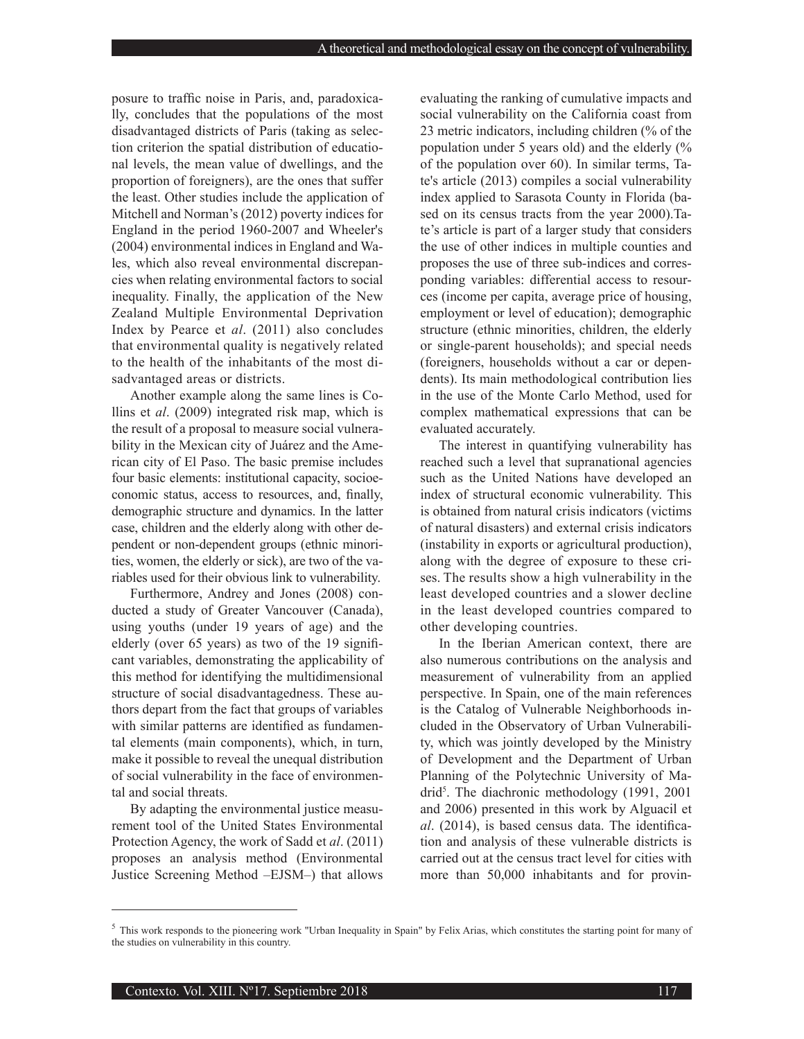posure to traffic noise in Paris, and, paradoxically, concludes that the populations of the most disadvantaged districts of Paris (taking as selection criterion the spatial distribution of educational levels, the mean value of dwellings, and the proportion of foreigners), are the ones that suffer the least. Other studies include the application of Mitchell and Norman's (2012) poverty indices for England in the period 1960-2007 and Wheeler's (2004) environmental indices in England and Wales, which also reveal environmental discrepancies when relating environmental factors to social inequality. Finally, the application of the New Zealand Multiple Environmental Deprivation Index by Pearce et *al*. (2011) also concludes that environmental quality is negatively related to the health of the inhabitants of the most disadvantaged areas or districts.

Another example along the same lines is Collins et *al*. (2009) integrated risk map, which is the result of a proposal to measure social vulnerability in the Mexican city of Juárez and the American city of El Paso. The basic premise includes four basic elements: institutional capacity, socioeconomic status, access to resources, and, finally, demographic structure and dynamics. In the latter case, children and the elderly along with other dependent or non-dependent groups (ethnic minorities, women, the elderly or sick), are two of the variables used for their obvious link to vulnerability.

Furthermore, Andrey and Jones (2008) conducted a study of Greater Vancouver (Canada), using youths (under 19 years of age) and the elderly (over 65 years) as two of the 19 significant variables, demonstrating the applicability of this method for identifying the multidimensional structure of social disadvantagedness. These authors depart from the fact that groups of variables with similar patterns are identified as fundamental elements (main components), which, in turn, make it possible to reveal the unequal distribution of social vulnerability in the face of environmental and social threats.

By adapting the environmental justice measurement tool of the United States Environmental Protection Agency, the work of Sadd et *al*. (2011) proposes an analysis method (Environmental Justice Screening Method –EJSM–) that allows evaluating the ranking of cumulative impacts and social vulnerability on the California coast from 23 metric indicators, including children (% of the population under 5 years old) and the elderly (% of the population over 60). In similar terms, Tate's article (2013) compiles a social vulnerability index applied to Sarasota County in Florida (based on its census tracts from the year 2000).Tate's article is part of a larger study that considers the use of other indices in multiple counties and proposes the use of three sub-indices and corresponding variables: differential access to resources (income per capita, average price of housing, employment or level of education); demographic structure (ethnic minorities, children, the elderly or single-parent households); and special needs (foreigners, households without a car or dependents). Its main methodological contribution lies in the use of the Monte Carlo Method, used for complex mathematical expressions that can be evaluated accurately.

The interest in quantifying vulnerability has reached such a level that supranational agencies such as the United Nations have developed an index of structural economic vulnerability. This is obtained from natural crisis indicators (victims of natural disasters) and external crisis indicators (instability in exports or agricultural production), along with the degree of exposure to these crises. The results show a high vulnerability in the least developed countries and a slower decline in the least developed countries compared to other developing countries.

In the Iberian American context, there are also numerous contributions on the analysis and measurement of vulnerability from an applied perspective. In Spain, one of the main references is the Catalog of Vulnerable Neighborhoods included in the Observatory of Urban Vulnerability, which was jointly developed by the Ministry of Development and the Department of Urban Planning of the Polytechnic University of Madrid[5]. The diachronic methodology (1991, 2001 and 2006) presented in this work by Alguacil et *al*. (2014), is based census data. The identification and analysis of these vulnerable districts is carried out at the census tract level for cities with more than 50,000 inhabitants and for provin-

[5] This work responds to the pioneering work "Urban Inequality in Spain" by Felix Arias, which constitutes the starting point for many of the studies on vulnerability in this country.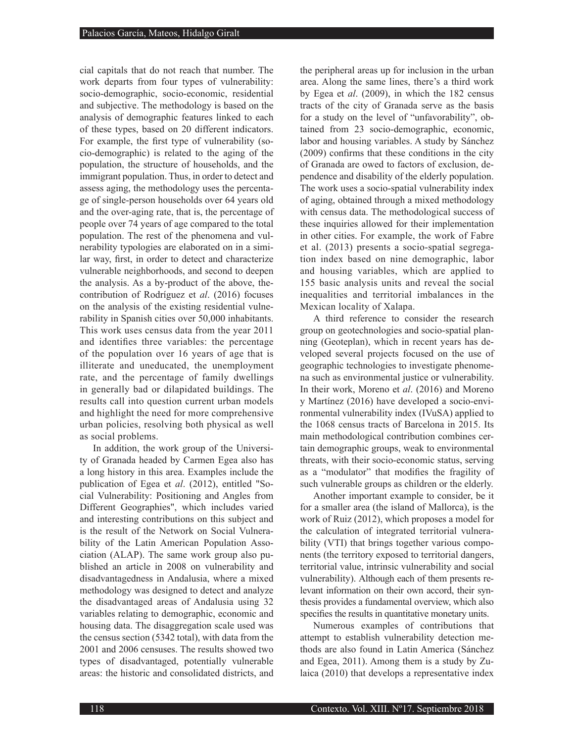cial capitals that do not reach that number. The work departs from four types of vulnerability: socio-demographic, socio-economic, residential and subjective. The methodology is based on the analysis of demographic features linked to each of these types, based on 20 different indicators. For example, the first type of vulnerability (socio-demographic) is related to the aging of the population, the structure of households, and the immigrant population. Thus, in order to detect and assess aging, the methodology uses the percentage of single-person households over 64 years old and the over-aging rate, that is, the percentage of people over 74 years of age compared to the total population. The rest of the phenomena and vulnerability typologies are elaborated on in a similar way, first, in order to detect and characterize vulnerable neighborhoods, and second to deepen the analysis. As a by-product of the above, the contribution of Rodríguez et *al*. (2016) focuses on the analysis of the existing residential vulnerability in Spanish cities over 50,000 inhabitants. This work uses census data from the year 2011 and identifies three variables: the percentage of the population over 16 years of age that is illiterate and uneducated, the unemployment rate, and the percentage of family dwellings in generally bad or dilapidated buildings. The results call into question current urban models and highlight the need for more comprehensive urban policies, resolving both physical as well as social problems.

In addition, the work group of the University of Granada headed by Carmen Egea also has a long history in this area. Examples include the publication of Egea et *al*. (2012), entitled "Social Vulnerability: Positioning and Angles from Different Geographies", which includes varied and interesting contributions on this subject and is the result of the Network on Social Vulnerability of the Latin American Population Association (ALAP). The same work group also published an article in 2008 on vulnerability and disadvantagedness in Andalusia, where a mixed methodology was designed to detect and analyze the disadvantaged areas of Andalusia using 32 variables relating to demographic, economic and housing data. The disaggregation scale used was the census section (5342 total), with data from the 2001 and 2006 censuses. The results showed two types of disadvantaged, potentially vulnerable areas: the historic and consolidated districts, and the peripheral areas up for inclusion in the urban area. Along the same lines, there's a third work by Egea et *al*. (2009), in which the 182 census tracts of the city of Granada serve as the basis for a study on the level of "unfavorability", obtained from 23 socio-demographic, economic, labor and housing variables. A study by Sánchez (2009) confirms that these conditions in the city of Granada are owed to factors of exclusion, dependence and disability of the elderly population. The work uses a socio-spatial vulnerability index of aging, obtained through a mixed methodology with census data. The methodological success of these inquiries allowed for their implementation in other cities. For example, the work of Fabre et al. (2013) presents a socio-spatial segregation index based on nine demographic, labor and housing variables, which are applied to 155 basic analysis units and reveal the social inequalities and territorial imbalances in the Mexican locality of Xalapa.

A third reference to consider the research group on geotechnologies and socio-spatial planning (Geoteplan), which in recent years has developed several projects focused on the use of geographic technologies to investigate phenomena such as environmental justice or vulnerability. In their work, Moreno et *al*. (2016) and Moreno y Martínez (2016) have developed a socio-environmental vulnerability index (IVuSA) applied to the 1068 census tracts of Barcelona in 2015. Its main methodological contribution combines certain demographic groups, weak to environmental threats, with their socio-economic status, serving as a "modulator" that modifies the fragility of such vulnerable groups as children or the elderly.

Another important example to consider, be it for a smaller area (the island of Mallorca), is the work of Ruiz (2012), which proposes a model for the calculation of integrated territorial vulnerability (VTI) that brings together various components (the territory exposed to territorial dangers, territorial value, intrinsic vulnerability and social vulnerability). Although each of them presents relevant information on their own accord, their synthesis provides a fundamental overview, which also specifies the results in quantitative monetary units.

Numerous examples of contributions that attempt to establish vulnerability detection methods are also found in Latin America (Sánchez and Egea, 2011). Among them is a study by Zulaica (2010) that develops a representative index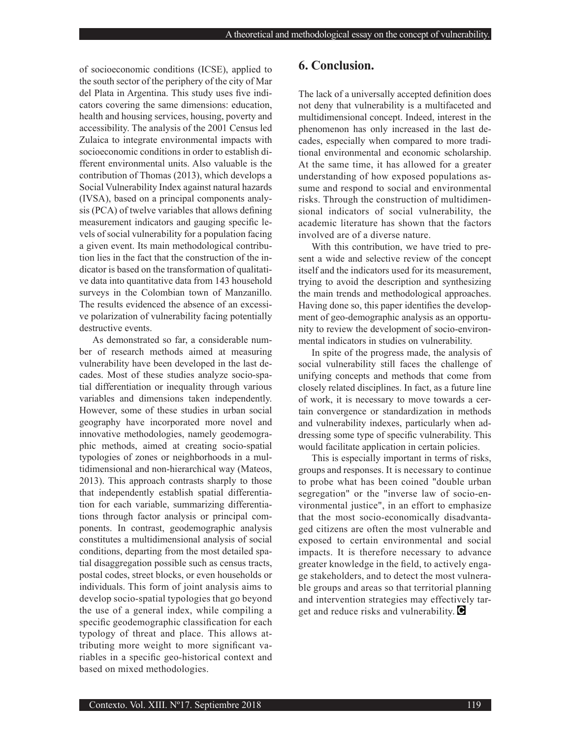of socioeconomic conditions (ICSE), applied to the south sector of the periphery of the city of Mar del Plata in Argentina. This study uses five indicators covering the same dimensions: education, health and housing services, housing, poverty and accessibility. The analysis of the 2001 Census led Zulaica to integrate environmental impacts with socioeconomic conditions in order to establish different environmental units. Also valuable is the contribution of Thomas (2013), which develops a Social Vulnerability Index against natural hazards (IVSA), based on a principal components analysis (PCA) of twelve variables that allows defining measurement indicators and gauging specific levels of social vulnerability for a population facing a given event. Its main methodological contribution lies in the fact that the construction of the indicator is based on the transformation of qualitative data into quantitative data from 143 household surveys in the Colombian town of Manzanillo. The results evidenced the absence of an excessive polarization of vulnerability facing potentially destructive events.

As demonstrated so far, a considerable number of research methods aimed at measuring vulnerability have been developed in the last decades. Most of these studies analyze socio-spatial differentiation or inequality through various variables and dimensions taken independently. However, some of these studies in urban social geography have incorporated more novel and innovative methodologies, namely geodemographic methods, aimed at creating socio-spatial typologies of zones or neighborhoods in a multidimensional and non-hierarchical way (Mateos, 2013). This approach contrasts sharply to those that independently establish spatial differentiation for each variable, summarizing differentiations through factor analysis or principal components. In contrast, geodemographic analysis constitutes a multidimensional analysis of social conditions, departing from the most detailed spatial disaggregation possible such as census tracts, postal codes, street blocks, or even households or individuals. This form of joint analysis aims to develop socio-spatial typologies that go beyond the use of a general index, while compiling a specific geodemographic classification for each typology of threat and place. This allows attributing more weight to more significant variables in a specific geo-historical context and based on mixed methodologies.

## 6. Conclusion.

The lack of a universally accepted definition does not deny that vulnerability is a multifaceted and multidimensional concept. Indeed, interest in the phenomenon has only increased in the last decades, especially when compared to more traditional environmental and economic scholarship. At the same time, it has allowed for a greater understanding of how exposed populations assume and respond to social and environmental risks. Through the construction of multidimensional indicators of social vulnerability, the academic literature has shown that the factors involved are of a diverse nature.

With this contribution, we have tried to present a wide and selective review of the concept itself and the indicators used for its measurement, trying to avoid the description and synthesizing the main trends and methodological approaches. Having done so, this paper identifies the development of geo-demographic analysis as an opportunity to review the development of socio-environmental indicators in studies on vulnerability.

In spite of the progress made, the analysis of social vulnerability still faces the challenge of unifying concepts and methods that come from closely related disciplines. In fact, as a future line of work, it is necessary to move towards a certain convergence or standardization in methods and vulnerability indexes, particularly when addressing some type of specific vulnerability. This would facilitate application in certain policies.

This is especially important in terms of risks, groups and responses. It is necessary to continue to probe what has been coined "double urban segregation" or the "inverse law of socio-environmental justice", in an effort to emphasize that the most socio-economically disadvantaged citizens are often the most vulnerable and exposed to certain environmental and social impacts. It is therefore necessary to advance greater knowledge in the field, to actively engage stakeholders, and to detect the most vulnerable groups and areas so that territorial planning and intervention strategies may effectively target and reduce risks and vulnerability.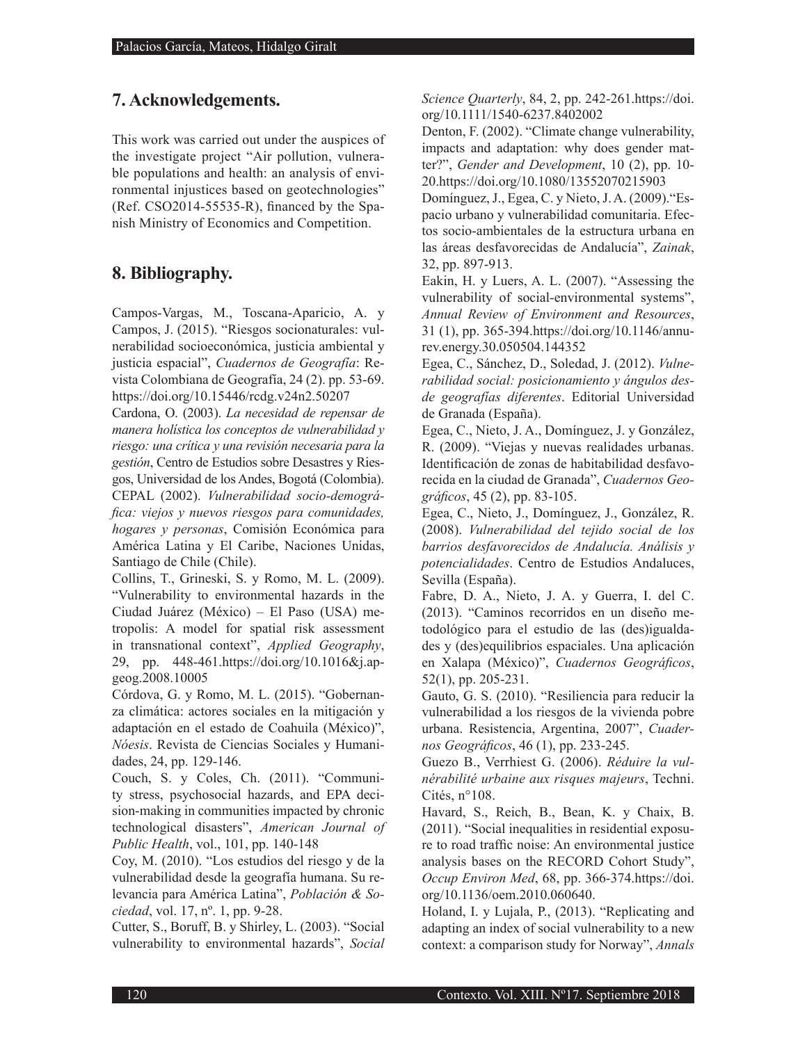## 7. Acknowledgements.

This work was carried out under the auspices of the investigate project "Air pollution, vulnerable populations and health: an analysis of environmental injustices based on geotechnologies" (Ref. CSO2014-55535-R), financed by the Spanish Ministry of Economics and Competition.

## 8. Bibliography.

Campos-Vargas, M., Toscana-Aparicio, A. y Campos, J. (2015). "Riesgos socionaturales: vulnerabilidad socioeconómica, justicia ambiental y justicia espacial", *Cuadernos de Geografía*: Revista Colombiana de Geografía, 24 (2). pp. 53-69. https://doi.org/10.15446/rcdg.v24n2.50207

Cardona, O. (2003). *La necesidad de repensar de manera holística los conceptos de vulnerabilidad y riesgo: una crítica y una revisión necesaria para la gestión*, Centro de Estudios sobre Desastres y Riesgos, Universidad de los Andes, Bogotá (Colombia).

CEPAL (2002). *Vulnerabilidad socio-demográfica: viejos y nuevos riesgos para comunidades, hogares y personas*, Comisión Económica para América Latina y El Caribe, Naciones Unidas, Santiago de Chile (Chile).

Collins, T., Grineski, S. y Romo, M. L. (2009). "Vulnerability to environmental hazards in the Ciudad Juárez (México) – El Paso (USA) metropolis: A model for spatial risk assessment in transnational context", *Applied Geography*, 29, pp. 448-461.https://doi.org/10.1016&j.apgeog.2008.10005

Córdova, G. y Romo, M. L. (2015). "Gobernanza climática: actores sociales en la mitigación y adaptación en el estado de Coahuila (México)", *Nóesis*. Revista de Ciencias Sociales y Humanidades, 24, pp. 129-146.

Couch, S. y Coles, Ch. (2011). "Community stress, psychosocial hazards, and EPA decision-making in communities impacted by chronic technological disasters", *American Journal of Public Health*, vol., 101, pp. 140-148

Coy, M. (2010). "Los estudios del riesgo y de la vulnerabilidad desde la geografía humana. Su relevancia para América Latina", *Población & Sociedad*, vol. 17, nº. 1, pp. 9-28.

Cutter, S., Boruff, B. y Shirley, L. (2003). "Social vulnerability to environmental hazards", *Social Science Quarterly*, 84, 2, pp. 242-261.https://doi.org/10.1111/1540-6237.8402002

Denton, F. (2002). "Climate change vulnerability, impacts and adaptation: why does gender matter?", *Gender and Development*, 10 (2), pp. 10-20.https://doi.org/10.1080/13552070215903

Domínguez, J., Egea, C. y Nieto, J. A. (2009)."Espacio urbano y vulnerabilidad comunitaria. Efectos socio-ambientales de la estructura urbana en las áreas desfavorecidas de Andalucía", *Zainak*, 32, pp. 897-913.

Eakin, H. y Luers, A. L. (2007). "Assessing the vulnerability of social-environmental systems", *Annual Review of Environment and Resources*, 31 (1), pp. 365-394.https://doi.org/10.1146/annurev.energy.30.050504.144352

Egea, C., Sánchez, D., Soledad, J. (2012). *Vulnerabilidad social: posicionamiento y ángulos desde geografías diferentes*. Editorial Universidad de Granada (España).

Egea, C., Nieto, J. A., Domínguez, J. y González, R. (2009). "Viejas y nuevas realidades urbanas. Identificación de zonas de habitabilidad desfavorecida en la ciudad de Granada", *Cuadernos Geográficos*, 45 (2), pp. 83-105.

Egea, C., Nieto, J., Domínguez, J., González, R. (2008). *Vulnerabilidad del tejido social de los barrios desfavorecidos de Andalucía. Análisis y potencialidades*. Centro de Estudios Andaluces, Sevilla (España).

Fabre, D. A., Nieto, J. A. y Guerra, I. del C. (2013). "Caminos recorridos en un diseño metodológico para el estudio de las (des)igualdades y (des)equilibrios espaciales. Una aplicación en Xalapa (México)", *Cuadernos Geográficos*, 52(1), pp. 205-231.

Gauto, G. S. (2010). "Resiliencia para reducir la vulnerabilidad a los riesgos de la vivienda pobre urbana. Resistencia, Argentina, 2007", *Cuadernos Geográficos*, 46 (1), pp. 233-245.

Guezo B., Verrhiest G. (2006). *Réduire la vulnérabilité urbaine aux risques majeurs*, Techni. Cités, n°108.

Havard, S., Reich, B., Bean, K. y Chaix, B. (2011). "Social inequalities in residential exposure to road traffic noise: An environmental justice analysis bases on the RECORD Cohort Study", *Occup Environ Med*, 68, pp. 366-374.https://doi.org/10.1136/oem.2010.060640.

Holand, I. y Lujala, P., (2013). "Replicating and adapting an index of social vulnerability to a new context: a comparison study for Norway", *Annals*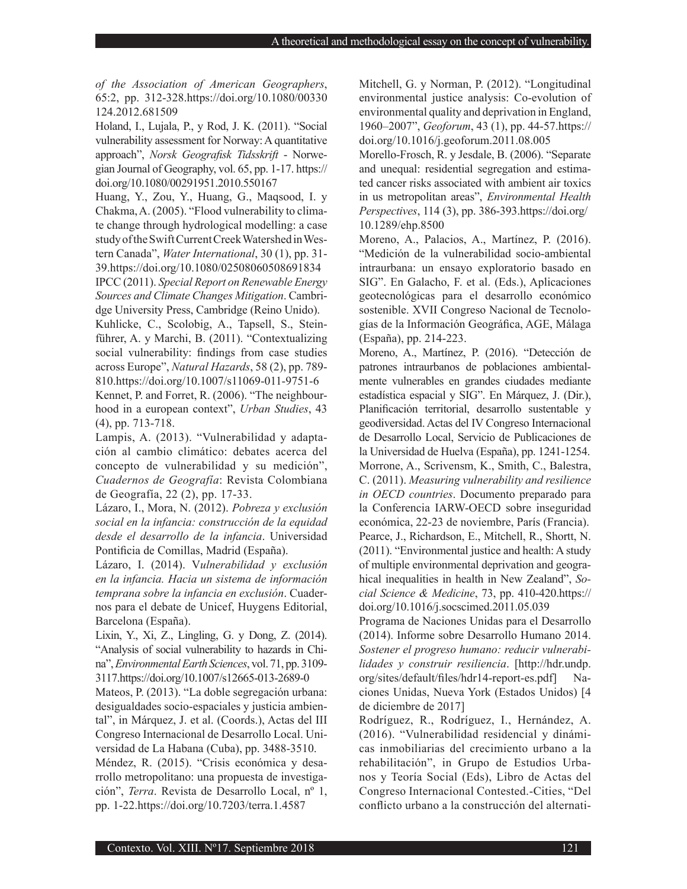*of the Association of American Geographers*, 65:2, pp. 312-328.https://doi.org/10.1080/00330124.2012.681509

Holand, I., Lujala, P., y Rod, J. K. (2011). "Social vulnerability assessment for Norway: A quantitative approach", *Norsk Geografisk Tidsskrift* - Norwegian Journal of Geography, vol. 65, pp. 1-17. https://doi.org/10.1080/00291951.2010.550167

Huang, Y., Zou, Y., Huang, G., Maqsood, I. y Chakma, A. (2005). "Flood vulnerability to climate change through hydrological modelling: a case study of the Swift Current Creek Watershed in Western Canada", *Water International*, 30 (1), pp. 31-39.https://doi.org/10.1080/02508060508691834

IPCC (2011). *Special Report on Renewable Energy Sources and Climate Changes Mitigation*. Cambridge University Press, Cambridge (Reino Unido).

Kuhlicke, C., Scolobig, A., Tapsell, S., Steinführer, A. y Marchi, B. (2011). "Contextualizing social vulnerability: findings from case studies across Europe", *Natural Hazards*, 58 (2), pp. 789-810.https://doi.org/10.1007/s11069-011-9751-6

Kennet, P. and Forret, R. (2006). "The neighbourhood in a european context", *Urban Studies*, 43 (4), pp. 713-718.

Lampis, A. (2013). "Vulnerabilidad y adaptación al cambio climático: debates acerca del concepto de vulnerabilidad y su medición", *Cuadernos de Geografía*: Revista Colombiana de Geografía, 22 (2), pp. 17-33.

Lázaro, I., Mora, N. (2012). *Pobreza y exclusión social en la infancia: construcción de la equidad desde el desarrollo de la infancia*. Universidad Pontificia de Comillas, Madrid (España).

Lázaro, I. (2014). V*ulnerabilidad y exclusión en la infancia. Hacia un sistema de información temprana sobre la infancia en exclusión*. Cuadernos para el debate de Unicef, Huygens Editorial, Barcelona (España).

Lixin, Y., Xi, Z., Lingling, G. y Dong, Z. (2014). "Analysis of social vulnerability to hazards in China", *Environmental Earth Sciences*, vol. 71, pp. 3109-3117.https://doi.org/10.1007/s12665-013-2689-0

Mateos, P. (2013). "La doble segregación urbana: desigualdades socio-espaciales y justicia ambiental", in Márquez, J. et al. (Coords.), Actas del III Congreso Internacional de Desarrollo Local. Universidad de La Habana (Cuba), pp. 3488-3510.

Méndez, R. (2015). "Crisis económica y desarrollo metropolitano: una propuesta de investigación", *Terra*. Revista de Desarrollo Local, nº 1, pp. 1-22.https://doi.org/10.7203/terra.1.4587

Mitchell, G. y Norman, P. (2012). "Longitudinal environmental justice analysis: Co-evolution of environmental quality and deprivation in England, 1960–2007", *Geoforum*, 43 (1), pp. 44-57.https://doi.org/10.1016/j.geoforum.2011.08.005

Morello-Frosch, R. y Jesdale, B. (2006). "Separate and unequal: residential segregation and estimated cancer risks associated with ambient air toxics in us metropolitan areas", *Environmental Health Perspectives*, 114 (3), pp. 386-393.https://doi.org/10.1289/ehp.8500

Moreno, A., Palacios, A., Martínez, P. (2016). "Medición de la vulnerabilidad socio-ambiental intraurbana: un ensayo exploratorio basado en SIG". En Galacho, F. et al. (Eds.), Aplicaciones geotecnológicas para el desarrollo económico sostenible. XVII Congreso Nacional de Tecnologías de la Información Geográfica, AGE, Málaga (España), pp. 214-223.

Moreno, A., Martínez, P. (2016). "Detección de patrones intraurbanos de poblaciones ambientalmente vulnerables en grandes ciudades mediante estadística espacial y SIG". En Márquez, J. (Dir.), Planificación territorial, desarrollo sustentable y geodiversidad. Actas del IV Congreso Internacional de Desarrollo Local, Servicio de Publicaciones de la Universidad de Huelva (España), pp. 1241-1254.

Morrone, A., Scrivensm, K., Smith, C., Balestra, C. (2011). *Measuring vulnerability and resilience in OECD countries*. Documento preparado para la Conferencia IARW-OECD sobre inseguridad económica, 22-23 de noviembre, París (Francia).

Pearce, J., Richardson, E., Mitchell, R., Shortt, N. (2011). "Environmental justice and health: A study of multiple environmental deprivation and geographical inequalities in health in New Zealand", *Social Science & Medicine*, 73, pp. 410-420.https://doi.org/10.1016/j.socscimed.2011.05.039

Programa de Naciones Unidas para el Desarrollo (2014). Informe sobre Desarrollo Humano 2014. *Sostener el progreso humano: reducir vulnerabilidades y construir resiliencia*. [http://hdr.undp.org/sites/default/files/hdr14-report-es.pdf] Naciones Unidas, Nueva York (Estados Unidos) [4 de diciembre de 2017]

Rodríguez, R., Rodríguez, I., Hernández, A. (2016). "Vulnerabilidad residencial y dinámicas inmobiliarias del crecimiento urbano a la rehabilitación", in Grupo de Estudios Urbanos y Teoría Social (Eds), Libro de Actas del Congreso Internacional Contested.-Cities, "Del conflicto urbano a la construcción del alternati-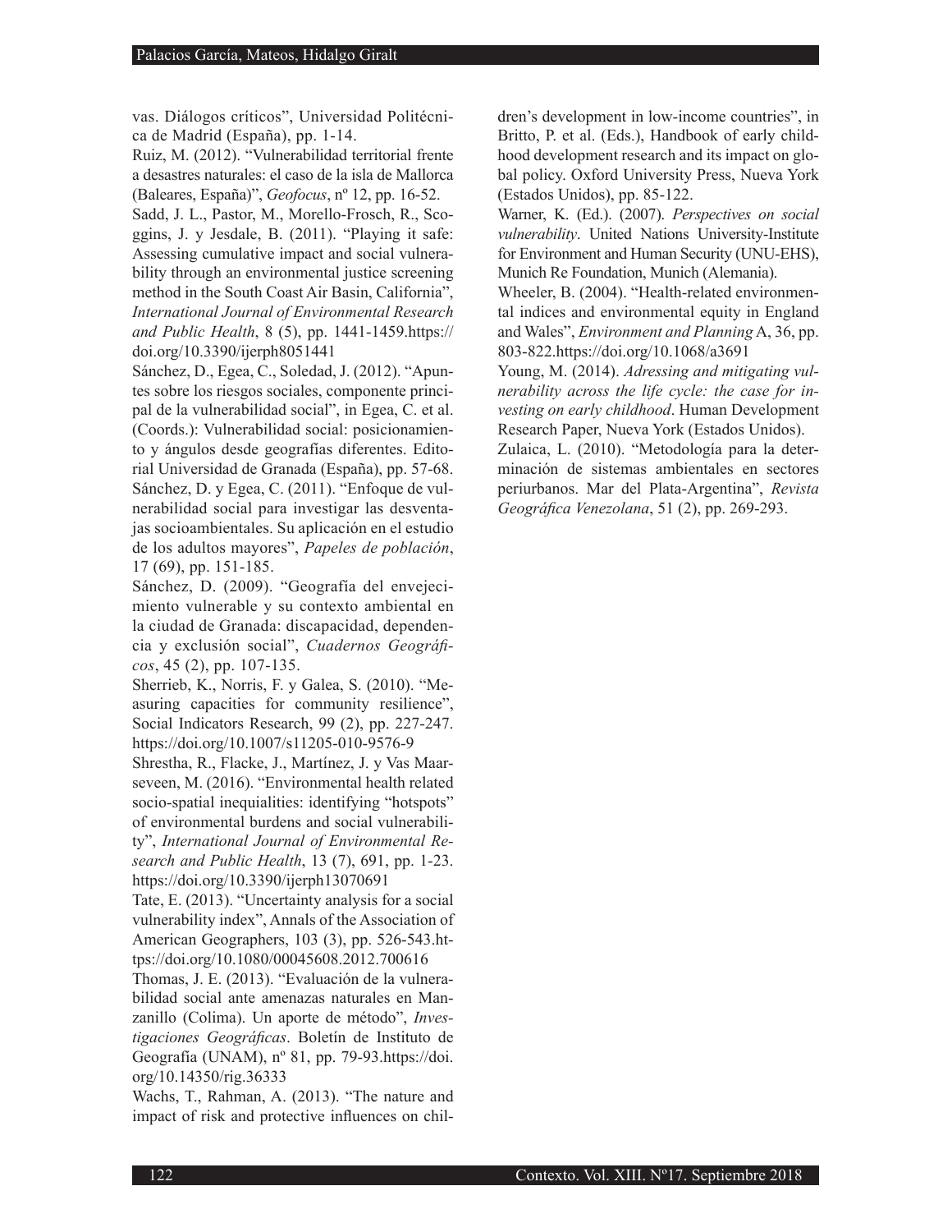vas. Diálogos críticos", Universidad Politécnica de Madrid (España), pp. 1-14.

Ruiz, M. (2012). "Vulnerabilidad territorial frente a desastres naturales: el caso de la isla de Mallorca (Baleares, España)", *Geofocus*, nº 12, pp. 16-52.

Sadd, J. L., Pastor, M., Morello-Frosch, R., Scoggins, J. y Jesdale, B. (2011). "Playing it safe: Assessing cumulative impact and social vulnerability through an environmental justice screening method in the South Coast Air Basin, California", *International Journal of Environmental Research and Public Health*, 8 (5), pp. 1441-1459.https://doi.org/10.3390/ijerph8051441

Sánchez, D., Egea, C., Soledad, J. (2012). "Apuntes sobre los riesgos sociales, componente principal de la vulnerabilidad social", in Egea, C. et al. (Coords.): Vulnerabilidad social: posicionamiento y ángulos desde geografías diferentes. Editorial Universidad de Granada (España), pp. 57-68.

Sánchez, D. y Egea, C. (2011). "Enfoque de vulnerabilidad social para investigar las desventajas socioambientales. Su aplicación en el estudio de los adultos mayores", *Papeles de población*, 17 (69), pp. 151-185.

Sánchez, D. (2009). "Geografía del envejecimiento vulnerable y su contexto ambiental en la ciudad de Granada: discapacidad, dependencia y exclusión social", *Cuadernos Geográficos*, 45 (2), pp. 107-135.

Sherrieb, K., Norris, F. y Galea, S. (2010). "Measuring capacities for community resilience", Social Indicators Research, 99 (2), pp. 227-247. https://doi.org/10.1007/s11205-010-9576-9

Shrestha, R., Flacke, J., Martínez, J. y Vas Maarseveen, M. (2016). "Environmental health related socio-spatial inequialities: identifying "hotspots" of environmental burdens and social vulnerability", *International Journal of Environmental Research and Public Health*, 13 (7), 691, pp. 1-23. https://doi.org/10.3390/ijerph13070691

Tate, E. (2013). "Uncertainty analysis for a social vulnerability index", Annals of the Association of American Geographers, 103 (3), pp. 526-543.https://doi.org/10.1080/00045608.2012.700616

Thomas, J. E. (2013). "Evaluación de la vulnerabilidad social ante amenazas naturales en Manzanillo (Colima). Un aporte de método", *Investigaciones Geográficas*. Boletín de Instituto de Geografía (UNAM), nº 81, pp. 79-93.https://doi.org/10.14350/rig.36333

Wachs, T., Rahman, A. (2013). "The nature and impact of risk and protective influences on children's development in low-income countries", in Britto, P. et al. (Eds.), Handbook of early childhood development research and its impact on global policy. Oxford University Press, Nueva York (Estados Unidos), pp. 85-122.

Warner, K. (Ed.). (2007). *Perspectives on social vulnerability*. United Nations University-Institute for Environment and Human Security (UNU-EHS), Munich Re Foundation, Munich (Alemania).

Wheeler, B. (2004). "Health-related environmental indices and environmental equity in England and Wales", *Environment and Planning* A, 36, pp. 803-822.https://doi.org/10.1068/a3691

Young, M. (2014). *Adressing and mitigating vulnerability across the life cycle: the case for investing on early childhood*. Human Development Research Paper, Nueva York (Estados Unidos).

Zulaica, L. (2010). "Metodología para la determinación de sistemas ambientales en sectores periurbanos. Mar del Plata-Argentina", *Revista Geográfica Venezolana*, 51 (2), pp. 269-293.